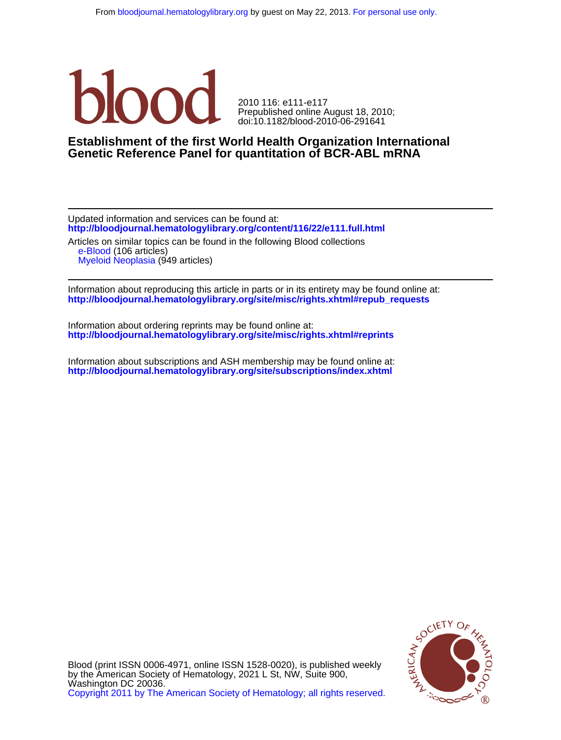2010 116: e111-e117
Prepublished online August 18, 2010;
doi:10.1182/blood-2010-06-291641

# Establishment of the first World Health Organization International Genetic Reference Panel for quantitation of BCR-ABL mRNA

Updated information and services can be found at:
**http://bloodjournal.hematologylibrary.org/content/116/22/e111.full.html**

Articles on similar topics can be found in the following Blood collections
- e-Blood (106 articles)
- Myeloid Neoplasia (949 articles)

Information about reproducing this article in parts or in its entirety may be found online at:
**http://bloodjournal.hematologylibrary.org/site/misc/rights.xhtml#repub_requests**

Information about ordering reprints may be found online at:
**http://bloodjournal.hematologylibrary.org/site/misc/rights.xhtml#reprints**

Information about subscriptions and ASH membership may be found online at:
**http://bloodjournal.hematologylibrary.org/site/subscriptions/index.xhtml**

Blood (print ISSN 0006-4971, online ISSN 1528-0020), is published weekly by the American Society of Hematology, 2021 L St, NW, Suite 900, Washington DC 20036.
Copyright 2011 by The American Society of Hematology; all rights reserved.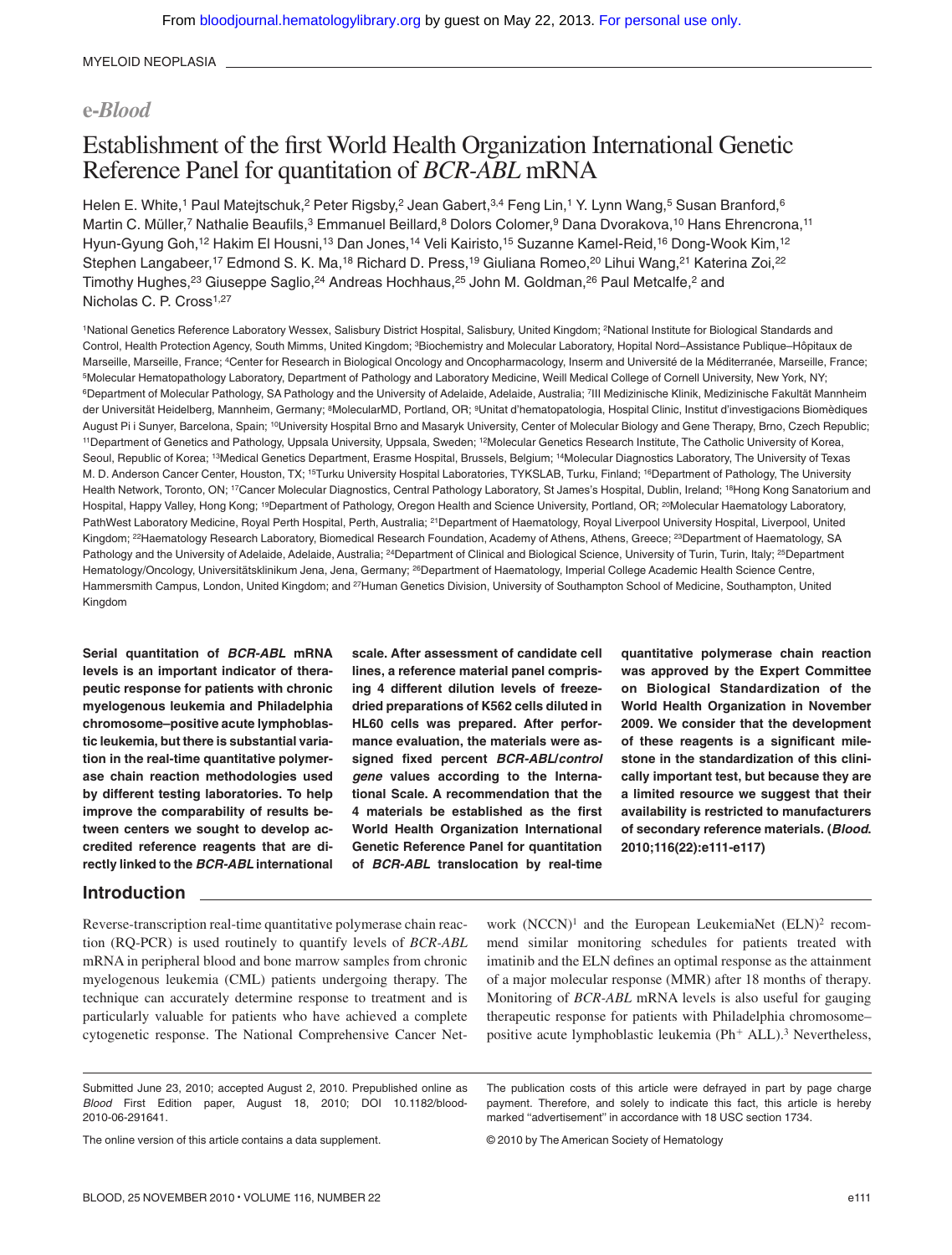MYELOID NEOPLASIA

## e-Blood

# Establishment of the first World Health Organization International Genetic Reference Panel for quantitation of *BCR-ABL* mRNA

Helen E. White,[1] Paul Matejtschuk,[2] Peter Rigsby,[2] Jean Gabert,[3,4] Feng Lin,[1] Y. Lynn Wang,[5] Susan Branford,[6] Martin C. Müller,[7] Nathalie Beaufils,[3] Emmanuel Beillard,[8] Dolors Colomer,[9] Dana Dvorakova,[10] Hans Ehrencrona,[11] Hyun-Gyung Goh,[12] Hakim El Housni,[13] Dan Jones,[14] Veli Kairisto,[15] Suzanne Kamel-Reid,[16] Dong-Wook Kim,[12] Stephen Langabeer,[17] Edmond S. K. Ma,[18] Richard D. Press,[19] Giuliana Romeo,[20] Lihui Wang,[21] Katerina Zoi,[22] Timothy Hughes,[23] Giuseppe Saglio,[24] Andreas Hochhaus,[25] John M. Goldman,[26] Paul Metcalfe,[2] and Nicholas C. P. Cross[1,27]

[1]National Genetics Reference Laboratory Wessex, Salisbury District Hospital, Salisbury, United Kingdom; [2]National Institute for Biological Standards and Control, Health Protection Agency, South Mimms, United Kingdom; [3]Biochemistry and Molecular Laboratory, Hopital Nord–Assistance Publique–Hôpitaux de Marseille, Marseille, France; [4]Center for Research in Biological Oncology and Oncopharmacology, Inserm and Université de la Méditerranée, Marseille, France; [5]Molecular Hematopathology Laboratory, Department of Pathology and Laboratory Medicine, Weill Medical College of Cornell University, New York, NY; [6]Department of Molecular Pathology, SA Pathology and the University of Adelaide, Adelaide, Australia; [7]III Medizinische Klinik, Medizinische Fakultät Mannheim der Universität Heidelberg, Mannheim, Germany; [8]MolecularMD, Portland, OR; [9]Unitat d'hematopatologia, Hospital Clinic, Institut d'investigacions Biomèdiques August Pi i Sunyer, Barcelona, Spain; [10]University Hospital Brno and Masaryk University, Center of Molecular Biology and Gene Therapy, Brno, Czech Republic; [11]Department of Genetics and Pathology, Uppsala University, Uppsala, Sweden; [12]Molecular Genetics Research Institute, The Catholic University of Korea, Seoul, Republic of Korea; [13]Medical Genetics Department, Erasme Hospital, Brussels, Belgium; [14]Molecular Diagnostics Laboratory, The University of Texas M. D. Anderson Cancer Center, Houston, TX; [15]Turku University Hospital Laboratories, TYKSLAB, Turku, Finland; [16]Department of Pathology, The University Health Network, Toronto, ON; [17]Cancer Molecular Diagnostics, Central Pathology Laboratory, St James's Hospital, Dublin, Ireland; [18]Hong Kong Sanatorium and Hospital, Happy Valley, Hong Kong; [19]Department of Pathology, Oregon Health and Science University, Portland, OR; [20]Molecular Haematology Laboratory, PathWest Laboratory Medicine, Royal Perth Hospital, Perth, Australia; [21]Department of Haematology, Royal Liverpool University Hospital, Liverpool, United Kingdom; [22]Haematology Research Laboratory, Biomedical Research Foundation, Academy of Athens, Athens, Greece; [23]Department of Haematology, SA Pathology and the University of Adelaide, Adelaide, Australia; [24]Department of Clinical and Biological Science, University of Turin, Turin, Italy; [25]Department Hematology/Oncology, Universitätsklinikum Jena, Jena, Germany; [26]Department of Haematology, Imperial College Academic Health Science Centre, Hammersmith Campus, London, United Kingdom; and [27]Human Genetics Division, University of Southampton School of Medicine, Southampton, United Kingdom

**Serial quantitation of *BCR-ABL* mRNA levels is an important indicator of therapeutic response for patients with chronic myelogenous leukemia and Philadelphia chromosome–positive acute lymphoblastic leukemia, but there is substantial variation in the real-time quantitative polymerase chain reaction methodologies used by different testing laboratories. To help improve the comparability of results between centers we sought to develop accredited reference reagents that are directly linked to the *BCR-ABL* international scale. After assessment of candidate cell lines, a reference material panel comprising 4 different dilution levels of freeze-dried preparations of K562 cells diluted in HL60 cells was prepared. After performance evaluation, the materials were assigned fixed percent *BCR-ABL/control gene* values according to the International Scale. A recommendation that the 4 materials be established as the first World Health Organization International Genetic Reference Panel for quantitation of *BCR-ABL* translocation by real-time quantitative polymerase chain reaction was approved by the Expert Committee on Biological Standardization of the World Health Organization in November 2009. We consider that the development of these reagents is a significant milestone in the standardization of this clinically important test, but because they are a limited resource we suggest that their availability is restricted to manufacturers of secondary reference materials. (*Blood*. 2010;116(22):e111-e117)**

## Introduction

Reverse-transcription real-time quantitative polymerase chain reaction (RQ-PCR) is used routinely to quantify levels of *BCR-ABL* mRNA in peripheral blood and bone marrow samples from chronic myelogenous leukemia (CML) patients undergoing therapy. The technique can accurately determine response to treatment and is particularly valuable for patients who have achieved a complete cytogenetic response. The National Comprehensive Cancer Network (NCCN)[1] and the European LeukemiaNet (ELN)[2] recommend similar monitoring schedules for patients treated with imatinib and the ELN defines an optimal response as the attainment of a major molecular response (MMR) after 18 months of therapy. Monitoring of *BCR-ABL* mRNA levels is also useful for gauging therapeutic response for patients with Philadelphia chromosome–positive acute lymphoblastic leukemia (Ph$^+$ ALL).[3] Nevertheless,

Submitted June 23, 2010; accepted August 2, 2010. Prepublished online as *Blood* First Edition paper, August 18, 2010; DOI 10.1182/blood-2010-06-291641.

The online version of this article contains a data supplement.

The publication costs of this article were defrayed in part by page charge payment. Therefore, and solely to indicate this fact, this article is hereby marked "advertisement" in accordance with 18 USC section 1734.

© 2010 by The American Society of Hematology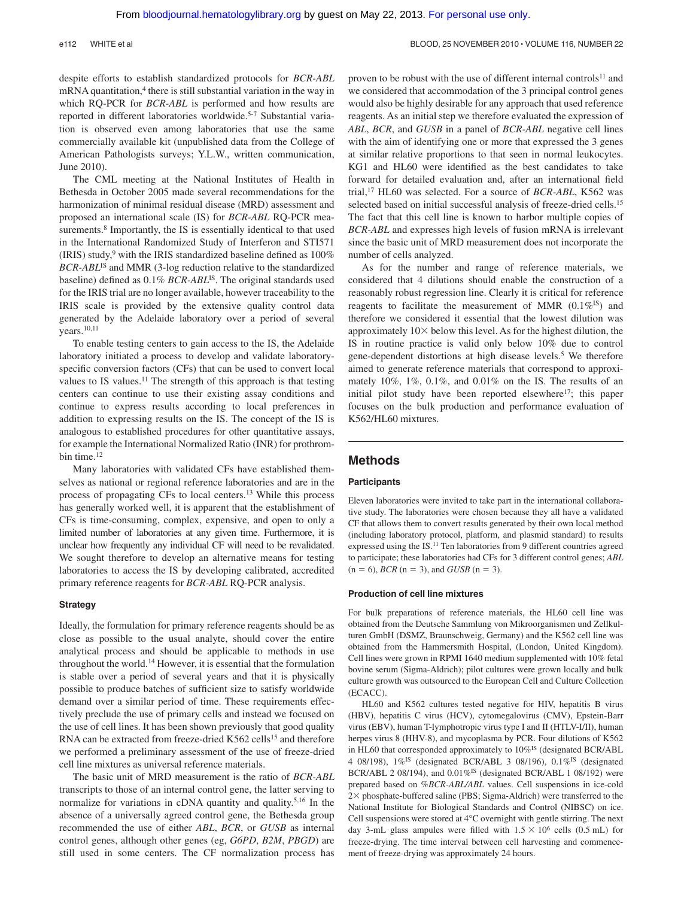despite efforts to establish standardized protocols for *BCR-ABL* mRNA quantitation,[4] there is still substantial variation in the way in which RQ-PCR for *BCR-ABL* is performed and how results are reported in different laboratories worldwide.[5-7] Substantial variation is observed even among laboratories that use the same commercially available kit (unpublished data from the College of American Pathologists surveys; Y.L.W., written communication, June 2010).

The CML meeting at the National Institutes of Health in Bethesda in October 2005 made several recommendations for the harmonization of minimal residual disease (MRD) assessment and proposed an international scale (IS) for *BCR-ABL* RQ-PCR measurements.[8] Importantly, the IS is essentially identical to that used in the International Randomized Study of Interferon and STI571 (IRIS) study,[9] with the IRIS standardized baseline defined as 100% $BCR\text{-}ABL^{IS}$ and MMR (3-log reduction relative to the standardized baseline) defined as 0.1% $BCR\text{-}ABL^{IS}$. The original standards used for the IRIS trial are no longer available, however traceability to the IRIS scale is provided by the extensive quality control data generated by the Adelaide laboratory over a period of several years.[10,11]

To enable testing centers to gain access to the IS, the Adelaide laboratory initiated a process to develop and validate laboratory-specific conversion factors (CFs) that can be used to convert local values to IS values.[11] The strength of this approach is that testing centers can continue to use their existing assay conditions and continue to express results according to local preferences in addition to expressing results on the IS. The concept of the IS is analogous to established procedures for other quantitative assays, for example the International Normalized Ratio (INR) for prothrombin time.[12]

Many laboratories with validated CFs have established themselves as national or regional reference laboratories and are in the process of propagating CFs to local centers.[13] While this process has generally worked well, it is apparent that the establishment of CFs is time-consuming, complex, expensive, and open to only a limited number of laboratories at any given time. Furthermore, it is unclear how frequently any individual CF will need to be revalidated. We sought therefore to develop an alternative means for testing laboratories to access the IS by developing calibrated, accredited primary reference reagents for *BCR-ABL* RQ-PCR analysis.

### Strategy

Ideally, the formulation for primary reference reagents should be as close as possible to the usual analyte, should cover the entire analytical process and should be applicable to methods in use throughout the world.[14] However, it is essential that the formulation is stable over a period of several years and that it is physically possible to produce batches of sufficient size to satisfy worldwide demand over a similar period of time. These requirements effectively preclude the use of primary cells and instead we focused on the use of cell lines. It has been shown previously that good quality RNA can be extracted from freeze-dried K562 cells[15] and therefore we performed a preliminary assessment of the use of freeze-dried cell line mixtures as universal reference materials.

The basic unit of MRD measurement is the ratio of *BCR-ABL* transcripts to those of an internal control gene, the latter serving to normalize for variations in cDNA quantity and quality.[5,16] In the absence of a universally agreed control gene, the Bethesda group recommended the use of either *ABL*, *BCR*, or *GUSB* as internal control genes, although other genes (eg, *G6PD*, *B2M*, *PBGD*) are still used in some centers. The CF normalization process has proven to be robust with the use of different internal controls[11] and we considered that accommodation of the 3 principal control genes would also be highly desirable for any approach that used reference reagents. As an initial step we therefore evaluated the expression of *ABL*, *BCR*, and *GUSB* in a panel of *BCR-ABL* negative cell lines with the aim of identifying one or more that expressed the 3 genes at similar relative proportions to that seen in normal leukocytes. KG1 and HL60 were identified as the best candidates to take forward for detailed evaluation and, after an international field trial,[17] HL60 was selected. For a source of *BCR-ABL*, K562 was selected based on initial successful analysis of freeze-dried cells.[15] The fact that this cell line is known to harbor multiple copies of *BCR-ABL* and expresses high levels of fusion mRNA is irrelevant since the basic unit of MRD measurement does not incorporate the number of cells analyzed.

As for the number and range of reference materials, we considered that 4 dilutions should enable the construction of a reasonably robust regression line. Clearly it is critical for reference reagents to facilitate the measurement of MMR ($0.1\%^{IS}$) and therefore we considered it essential that the lowest dilution was approximately 10× below this level. As for the highest dilution, the IS in routine practice is valid only below 10% due to control gene-dependent distortions at high disease levels.[5] We therefore aimed to generate reference materials that correspond to approximately 10%, 1%, 0.1%, and 0.01% on the IS. The results of an initial pilot study have been reported elsewhere[17]; this paper focuses on the bulk production and performance evaluation of K562/HL60 mixtures.

## Methods

### Participants

Eleven laboratories were invited to take part in the international collaborative study. The laboratories were chosen because they all have a validated CF that allows them to convert results generated by their own local method (including laboratory protocol, platform, and plasmid standard) to results expressed using the IS.[11] Ten laboratories from 9 different countries agreed to participate; these laboratories had CFs for 3 different control genes; *ABL* (n = 6), *BCR* (n = 3), and *GUSB* (n = 3).

### Production of cell line mixtures

For bulk preparations of reference materials, the HL60 cell line was obtained from the Deutsche Sammlung von Mikroorganismen und Zellkulturen GmbH (DSMZ, Braunschweig, Germany) and the K562 cell line was obtained from the Hammersmith Hospital, (London, United Kingdom). Cell lines were grown in RPMI 1640 medium supplemented with 10% fetal bovine serum (Sigma-Aldrich); pilot cultures were grown locally and bulk culture growth was outsourced to the European Cell and Culture Collection (ECACC).

HL60 and K562 cultures tested negative for HIV, hepatitis B virus (HBV), hepatitis C virus (HCV), cytomegalovirus (CMV), Epstein-Barr virus (EBV), human T-lymphotropic virus type I and II (HTLV-I/II), human herpes virus 8 (HHV-8), and mycoplasma by PCR. Four dilutions of K562 in HL60 that corresponded approximately to $10\%^{IS}$ (designated BCR/ABL 4 08/198), $1\%^{IS}$ (designated BCR/ABL 3 08/196), $0.1\%^{IS}$ (designated BCR/ABL 2 08/194), and $0.01\%^{IS}$ (designated BCR/ABL 1 08/192) were prepared based on %*BCR-ABL/ABL* values. Cell suspensions in ice-cold 2× phosphate-buffered saline (PBS; Sigma-Aldrich) were transferred to the National Institute for Biological Standards and Control (NIBSC) on ice. Cell suspensions were stored at 4°C overnight with gentle stirring. The next day 3-mL glass ampules were filled with $1.5 \times 10^6$ cells (0.5 mL) for freeze-drying. The time interval between cell harvesting and commencement of freeze-drying was approximately 24 hours.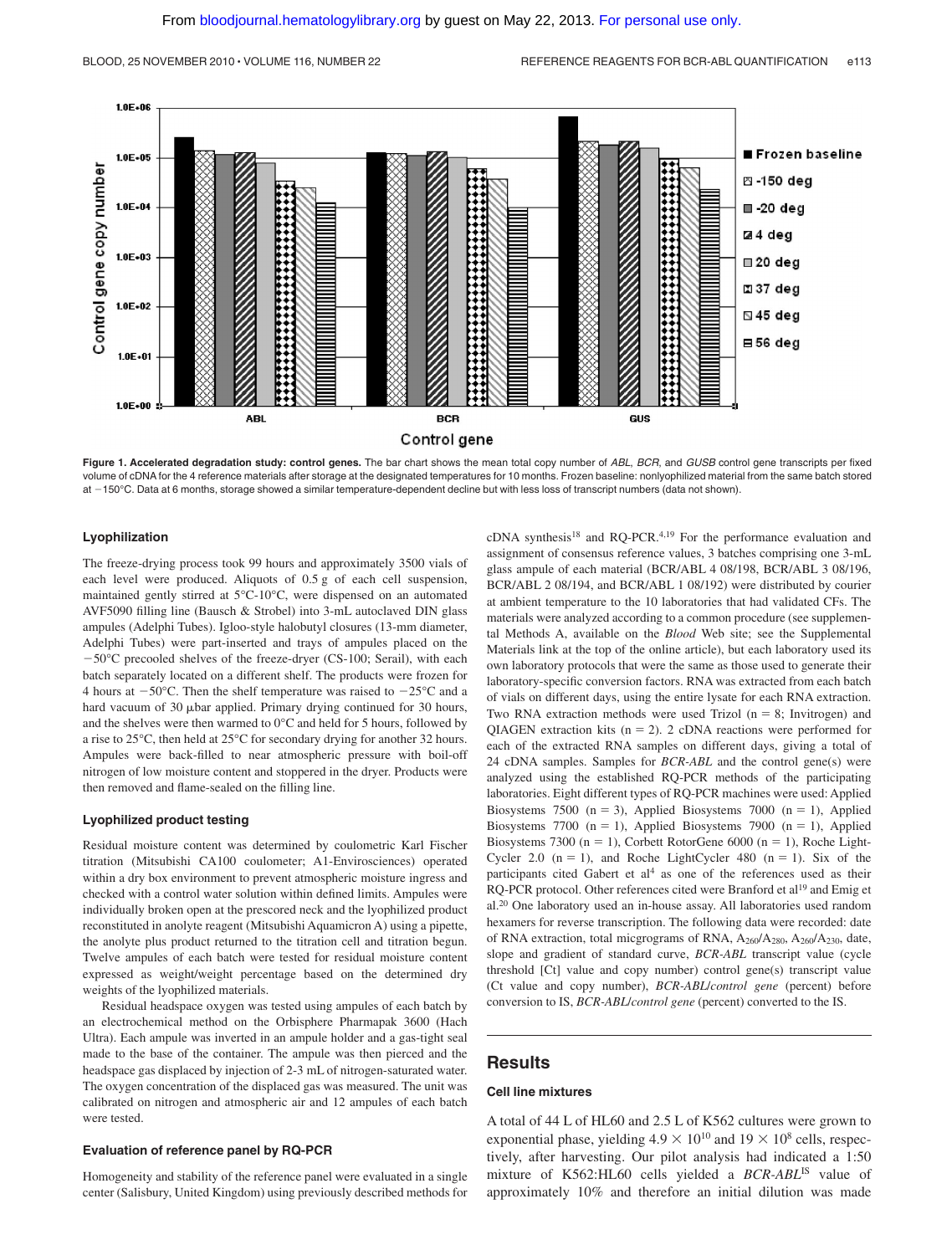**Figure 1. Accelerated degradation study: control genes.** The bar chart shows the mean total copy number of *ABL*, *BCR*, and *GUSB* control gene transcripts per fixed volume of cDNA for the 4 reference materials after storage at the designated temperatures for 10 months. Frozen baseline: nonlyophilized material from the same batch stored at −150°C. Data at 6 months, storage showed a similar temperature-dependent decline but with less loss of transcript numbers (data not shown).

### Lyophilization

The freeze-drying process took 99 hours and approximately 3500 vials of each level were produced. Aliquots of 0.5 g of each cell suspension, maintained gently stirred at 5°C-10°C, were dispensed on an automated AVF5090 filling line (Bausch & Strobel) into 3-mL autoclaved DIN glass ampules (Adelphi Tubes). Igloo-style halobutyl closures (13-mm diameter, Adelphi Tubes) were part-inserted and trays of ampules placed on the −50°C precooled shelves of the freeze-dryer (CS-100; Serail), with each batch separately located on a different shelf. The products were frozen for 4 hours at −50°C. Then the shelf temperature was raised to −25°C and a hard vacuum of 30 μbar applied. Primary drying continued for 30 hours, and the shelves were then warmed to 0°C and held for 5 hours, followed by a rise to 25°C, then held at 25°C for secondary drying for another 32 hours. Ampules were back-filled to near atmospheric pressure with boil-off nitrogen of low moisture content and stoppered in the dryer. Products were then removed and flame-sealed on the filling line.

### Lyophilized product testing

Residual moisture content was determined by coulometric Karl Fischer titration (Mitsubishi CA100 coulometer; A1-Envirosciences) operated within a dry box environment to prevent atmospheric moisture ingress and checked with a control water solution within defined limits. Ampules were individually broken open at the prescored neck and the lyophilized product reconstituted in anolyte reagent (Mitsubishi Aquamicron A) using a pipette, the anolyte plus product returned to the titration cell and titration begun. Twelve ampules of each batch were tested for residual moisture content expressed as weight/weight percentage based on the determined dry weights of the lyophilized materials.

Residual headspace oxygen was tested using ampules of each batch by an electrochemical method on the Orbisphere Pharmapak 3600 (Hach Ultra). Each ampule was inverted in an ampule holder and a gas-tight seal made to the base of the container. The ampule was then pierced and the headspace gas displaced by injection of 2-3 mL of nitrogen-saturated water. The oxygen concentration of the displaced gas was measured. The unit was calibrated on nitrogen and atmospheric air and 12 ampules of each batch were tested.

### Evaluation of reference panel by RQ-PCR

Homogeneity and stability of the reference panel were evaluated in a single center (Salisbury, United Kingdom) using previously described methods for cDNA synthesis[18] and RQ-PCR.[4,19] For the performance evaluation and assignment of consensus reference values, 3 batches comprising one 3-mL glass ampule of each material (BCR/ABL 4 08/198, BCR/ABL 3 08/196, BCR/ABL 2 08/194, and BCR/ABL 1 08/192) were distributed by courier at ambient temperature to the 10 laboratories that had validated CFs. The materials were analyzed according to a common procedure (see supplemental Methods A, available on the *Blood* Web site; see the Supplemental Materials link at the top of the online article), but each laboratory used its own laboratory protocols that were the same as those used to generate their laboratory-specific conversion factors. RNA was extracted from each batch of vials on different days, using the entire lysate for each RNA extraction. Two RNA extraction methods were used Trizol (n = 8; Invitrogen) and QIAGEN extraction kits (n = 2). 2 cDNA reactions were performed for each of the extracted RNA samples on different days, giving a total of 24 cDNA samples. Samples for *BCR-ABL* and the control gene(s) were analyzed using the established RQ-PCR methods of the participating laboratories. Eight different types of RQ-PCR machines were used: Applied Biosystems 7500 (n = 3), Applied Biosystems 7000 (n = 1), Applied Biosystems 7700 (n = 1), Applied Biosystems 7900 (n = 1), Applied Biosystems 7300 (n = 1), Corbett RotorGene 6000 (n = 1), Roche LightCycler 2.0 (n = 1), and Roche LightCycler 480 (n = 1). Six of the participants cited Gabert et al[4] as one of the references used as their RQ-PCR protocol. Other references cited were Branford et al[19] and Emig et al.[20] One laboratory used an in-house assay. All laboratories used random hexamers for reverse transcription. The following data were recorded: date of RNA extraction, total micgrograms of RNA, $A_{260}/A_{280}$, $A_{260}/A_{230}$, date, slope and gradient of standard curve, *BCR-ABL* transcript value (cycle threshold [Ct] value and copy number) control gene(s) transcript value (Ct value and copy number), *BCR-ABL/control gene* (percent) before conversion to IS, *BCR-ABL/control gene* (percent) converted to the IS.

## Results

### Cell line mixtures

A total of 44 L of HL60 and 2.5 L of K562 cultures were grown to exponential phase, yielding $4.9 \times 10^{10}$ and $19 \times 10^{8}$ cells, respectively, after harvesting. Our pilot analysis had indicated a 1:50 mixture of K562:HL60 cells yielded a *BCR-ABL*[IS] value of approximately 10% and therefore an initial dilution was made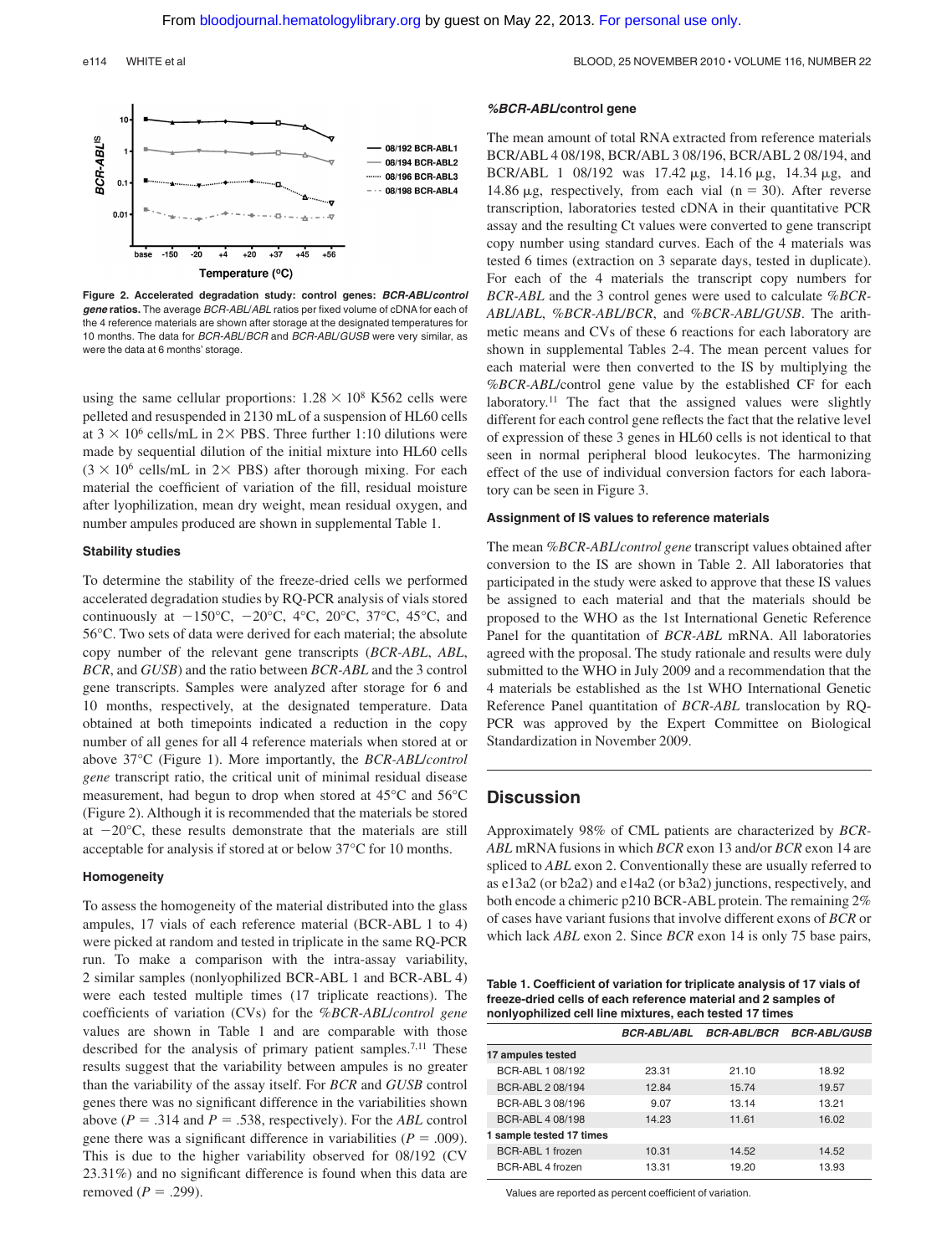**Figure 2. Accelerated degradation study: control genes: *BCR-ABL/control gene* ratios.** The average *BCR-ABL/ABL* ratios per fixed volume of cDNA for each of the 4 reference materials are shown after storage at the designated temperatures for 10 months. The data for *BCR-ABL/BCR* and *BCR-ABL/GUSB* were very similar, as were the data at 6 months' storage.

using the same cellular proportions: $1.28 \times 10^8$ K562 cells were pelleted and resuspended in 2130 mL of a suspension of HL60 cells at $3 \times 10^6$ cells/mL in 2× PBS. Three further 1:10 dilutions were made by sequential dilution of the initial mixture into HL60 cells ($3 \times 10^6$ cells/mL in 2× PBS) after thorough mixing. For each material the coefficient of variation of the fill, residual moisture after lyophilization, mean dry weight, mean residual oxygen, and number ampules produced are shown in supplemental Table 1.

### Stability studies

To determine the stability of the freeze-dried cells we performed accelerated degradation studies by RQ-PCR analysis of vials stored continuously at −150°C, −20°C, 4°C, 20°C, 37°C, 45°C, and 56°C. Two sets of data were derived for each material; the absolute copy number of the relevant gene transcripts (*BCR-ABL*, *ABL*, *BCR*, and *GUSB*) and the ratio between *BCR-ABL* and the 3 control gene transcripts. Samples were analyzed after storage for 6 and 10 months, respectively, at the designated temperature. Data obtained at both timepoints indicated a reduction in the copy number of all genes for all 4 reference materials when stored at or above 37°C (Figure 1). More importantly, the *BCR-ABL/control gene* transcript ratio, the critical unit of minimal residual disease measurement, had begun to drop when stored at 45°C and 56°C (Figure 2). Although it is recommended that the materials be stored at −20°C, these results demonstrate that the materials are still acceptable for analysis if stored at or below 37°C for 10 months.

### Homogeneity

To assess the homogeneity of the material distributed into the glass ampules, 17 vials of each reference material (BCR-ABL 1 to 4) were picked at random and tested in triplicate in the same RQ-PCR run. To make a comparison with the intra-assay variability, 2 similar samples (nonlyophilized BCR-ABL 1 and BCR-ABL 4) were each tested multiple times (17 triplicate reactions). The coefficients of variation (CVs) for the *%BCR-ABL/control gene* values are shown in Table 1 and are comparable with those described for the analysis of primary patient samples.[7,11] These results suggest that the variability between ampules is no greater than the variability of the assay itself. For *BCR* and *GUSB* control genes there was no significant difference in the variabilities shown above ($P = .314$ and $P = .538$, respectively). For the *ABL* control gene there was a significant difference in variabilities ($P = .009$). This is due to the higher variability observed for 08/192 (CV 23.31%) and no significant difference is found when this data are removed ($P = .299$).

### *%BCR-ABL*/control gene

The mean amount of total RNA extracted from reference materials BCR/ABL 4 08/198, BCR/ABL 3 08/196, BCR/ABL 2 08/194, and BCR/ABL 1 08/192 was 17.42 μg, 14.16 μg, 14.34 μg, and 14.86 μg, respectively, from each vial (n = 30). After reverse transcription, laboratories tested cDNA in their quantitative PCR assay and the resulting Ct values were converted to gene transcript copy number using standard curves. Each of the 4 materials was tested 6 times (extraction on 3 separate days, tested in duplicate). For each of the 4 materials the transcript copy numbers for *BCR-ABL* and the 3 control genes were used to calculate *%BCR-ABL/ABL*, *%BCR-ABL/BCR*, and *%BCR-ABL/GUSB*. The arithmetic means and CVs of these 6 reactions for each laboratory are shown in supplemental Tables 2-4. The mean percent values for each material were then converted to the IS by multiplying the *%BCR-ABL*/control gene value by the established CF for each laboratory.[11] The fact that the assigned values were slightly different for each control gene reflects the fact that the relative level of expression of these 3 genes in HL60 cells is not identical to that seen in normal peripheral blood leukocytes. The harmonizing effect of the use of individual conversion factors for each laboratory can be seen in Figure 3.

### Assignment of IS values to reference materials

The mean *%BCR-ABL/control gene* transcript values obtained after conversion to the IS are shown in Table 2. All laboratories that participated in the study were asked to approve that these IS values be assigned to each material and that the materials should be proposed to the WHO as the 1st International Genetic Reference Panel for the quantitation of *BCR-ABL* mRNA. All laboratories agreed with the proposal. The study rationale and results were duly submitted to the WHO in July 2009 and a recommendation that the 4 materials be established as the 1st WHO International Genetic Reference Panel quantitation of *BCR-ABL* translocation by RQ-PCR was approved by the Expert Committee on Biological Standardization in November 2009.

## Discussion

Approximately 98% of CML patients are characterized by *BCR-ABL* mRNA fusions in which *BCR* exon 13 and/or *BCR* exon 14 are spliced to *ABL* exon 2. Conventionally these are usually referred to as e13a2 (or b2a2) and e14a2 (or b3a2) junctions, respectively, and both encode a chimeric p210 BCR-ABL protein. The remaining 2% of cases have variant fusions that involve different exons of *BCR* or which lack *ABL* exon 2. Since *BCR* exon 14 is only 75 base pairs,

**Table 1. Coefficient of variation for triplicate analysis of 17 vials of freeze-dried cells of each reference material and 2 samples of nonlyophilized cell line mixtures, each tested 17 times**

| | *BCR-ABL/ABL* | *BCR-ABL/BCR* | *BCR-ABL/GUSB* |
|---|---|---|---|
| **17 ampules tested** | | | |
| BCR-ABL 1 08/192 | 23.31 | 21.10 | 18.92 |
| BCR-ABL 2 08/194 | 12.84 | 15.74 | 19.57 |
| BCR-ABL 3 08/196 | 9.07 | 13.14 | 13.21 |
| BCR-ABL 4 08/198 | 14.23 | 11.61 | 16.02 |
| **1 sample tested 17 times** | | | |
| BCR-ABL 1 frozen | 10.31 | 14.52 | 14.52 |
| BCR-ABL 4 frozen | 13.31 | 19.20 | 13.93 |

Values are reported as percent coefficient of variation.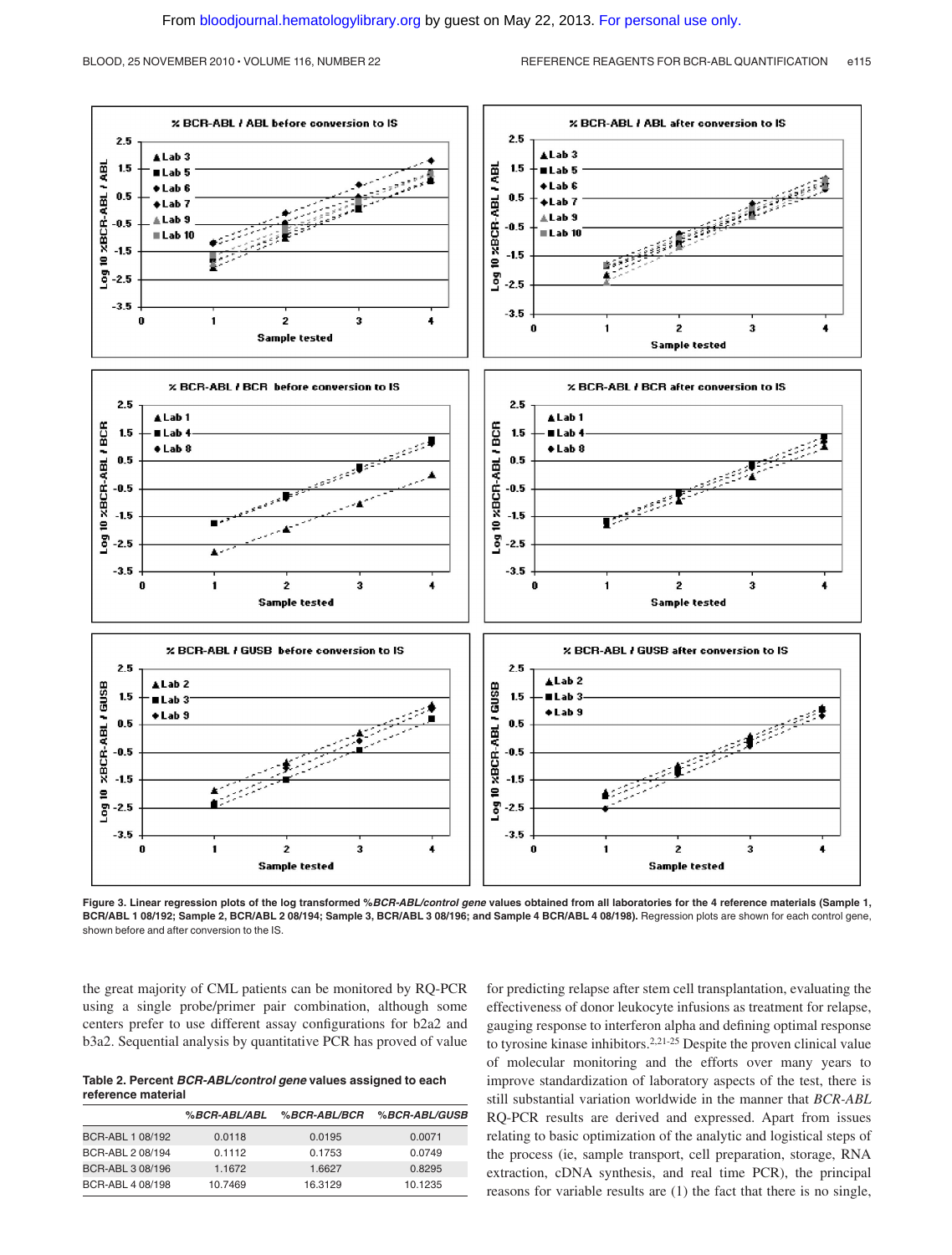**Figure 3. Linear regression plots of the log transformed %*BCR-ABL/control gene* values obtained from all laboratories for the 4 reference materials (Sample 1, BCR/ABL 1 08/192; Sample 2, BCR/ABL 2 08/194; Sample 3, BCR/ABL 3 08/196; and Sample 4 BCR/ABL 4 08/198).** Regression plots are shown for each control gene, shown before and after conversion to the IS.

the great majority of CML patients can be monitored by RQ-PCR using a single probe/primer pair combination, although some centers prefer to use different assay configurations for b2a2 and b3a2. Sequential analysis by quantitative PCR has proved of value for predicting relapse after stem cell transplantation, evaluating the effectiveness of donor leukocyte infusions as treatment for relapse, gauging response to interferon alpha and defining optimal response to tyrosine kinase inhibitors.[2,21-25] Despite the proven clinical value of molecular monitoring and the efforts over many years to improve standardization of laboratory aspects of the test, there is still substantial variation worldwide in the manner that *BCR-ABL* RQ-PCR results are derived and expressed. Apart from issues relating to basic optimization of the analytic and logistical steps of the process (ie, sample transport, cell preparation, storage, RNA extraction, cDNA synthesis, and real time PCR), the principal reasons for variable results are (1) the fact that there is no single,

**Table 2. Percent *BCR-ABL/control gene* values assigned to each reference material**

| | *%BCR-ABL/ABL* | *%BCR-ABL/BCR* | *%BCR-ABL/GUSB* |
|---|---|---|---|
| BCR-ABL 1 08/192 | 0.0118 | 0.0195 | 0.0071 |
| BCR-ABL 2 08/194 | 0.1112 | 0.1753 | 0.0749 |
| BCR-ABL 3 08/196 | 1.1672 | 1.6627 | 0.8295 |
| BCR-ABL 4 08/198 | 10.7469 | 16.3129 | 10.1235 |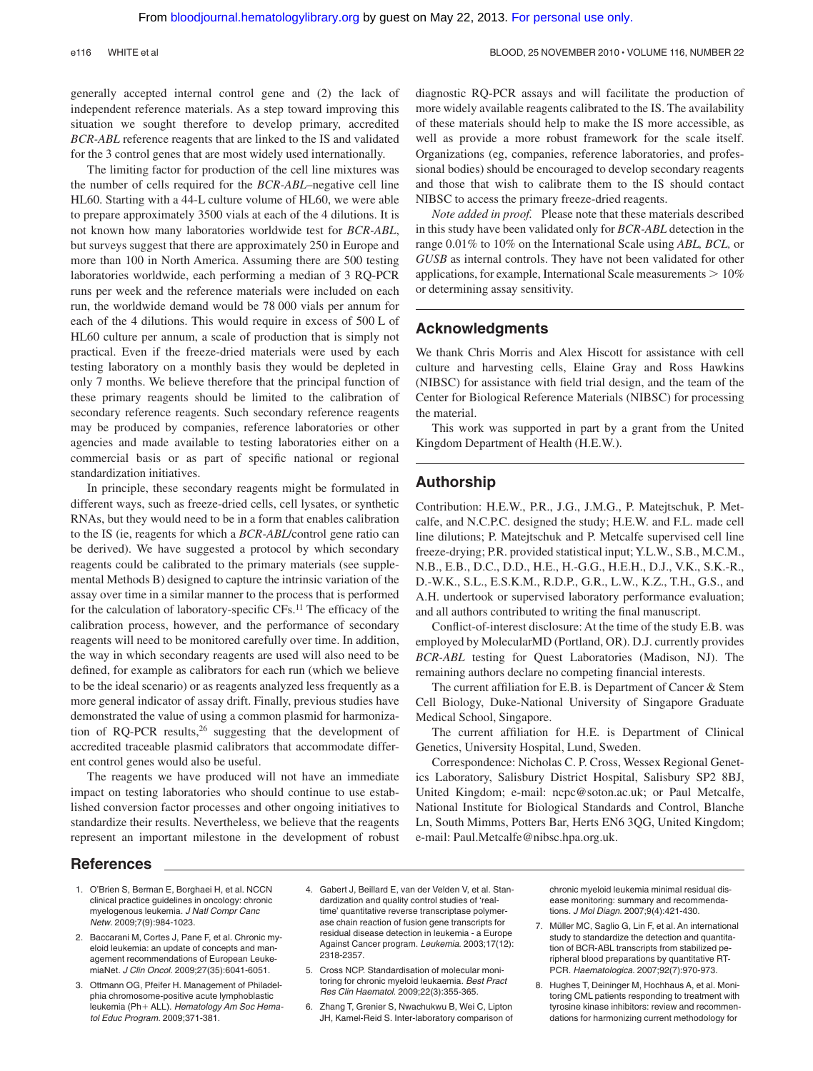generally accepted internal control gene and (2) the lack of independent reference materials. As a step toward improving this situation we sought therefore to develop primary, accredited *BCR-ABL* reference reagents that are linked to the IS and validated for the 3 control genes that are most widely used internationally.

The limiting factor for production of the cell line mixtures was the number of cells required for the *BCR-ABL*–negative cell line HL60. Starting with a 44-L culture volume of HL60, we were able to prepare approximately 3500 vials at each of the 4 dilutions. It is not known how many laboratories worldwide test for *BCR-ABL*, but surveys suggest that there are approximately 250 in Europe and more than 100 in North America. Assuming there are 500 testing laboratories worldwide, each performing a median of 3 RQ-PCR runs per week and the reference materials were included on each run, the worldwide demand would be 78 000 vials per annum for each of the 4 dilutions. This would require in excess of 500 L of HL60 culture per annum, a scale of production that is simply not practical. Even if the freeze-dried materials were used by each testing laboratory on a monthly basis they would be depleted in only 7 months. We believe therefore that the principal function of these primary reagents should be limited to the calibration of secondary reference reagents. Such secondary reference reagents may be produced by companies, reference laboratories or other agencies and made available to testing laboratories either on a commercial basis or as part of specific national or regional standardization initiatives.

In principle, these secondary reagents might be formulated in different ways, such as freeze-dried cells, cell lysates, or synthetic RNAs, but they would need to be in a form that enables calibration to the IS (ie, reagents for which a *BCR-ABL*/control gene ratio can be derived). We have suggested a protocol by which secondary reagents could be calibrated to the primary materials (see supplemental Methods B) designed to capture the intrinsic variation of the assay over time in a similar manner to the process that is performed for the calculation of laboratory-specific CFs.[11] The efficacy of the calibration process, however, and the performance of secondary reagents will need to be monitored carefully over time. In addition, the way in which secondary reagents are used will also need to be defined, for example as calibrators for each run (which we believe to be the ideal scenario) or as reagents analyzed less frequently as a more general indicator of assay drift. Finally, previous studies have demonstrated the value of using a common plasmid for harmonization of RQ-PCR results,[26] suggesting that the development of accredited traceable plasmid calibrators that accommodate different control genes would also be useful.

The reagents we have produced will not have an immediate impact on testing laboratories who should continue to use established conversion factor processes and other ongoing initiatives to standardize their results. Nevertheless, we believe that the reagents represent an important milestone in the development of robust diagnostic RQ-PCR assays and will facilitate the production of more widely available reagents calibrated to the IS. The availability of these materials should help to make the IS more accessible, as well as provide a more robust framework for the scale itself. Organizations (eg, companies, reference laboratories, and professional bodies) should be encouraged to develop secondary reagents and those that wish to calibrate them to the IS should contact NIBSC to access the primary freeze-dried reagents.

*Note added in proof.* Please note that these materials described in this study have been validated only for *BCR-ABL* detection in the range 0.01% to 10% on the International Scale using *ABL*, *BCL*, or *GUSB* as internal controls. They have not been validated for other applications, for example, International Scale measurements > 10% or determining assay sensitivity.

## Acknowledgments

We thank Chris Morris and Alex Hiscott for assistance with cell culture and harvesting cells, Elaine Gray and Ross Hawkins (NIBSC) for assistance with field trial design, and the team of the Center for Biological Reference Materials (NIBSC) for processing the material.

This work was supported in part by a grant from the United Kingdom Department of Health (H.E.W.).

## Authorship

Contribution: H.E.W., P.R., J.G., J.M.G., P. Matejtschuk, P. Metcalfe, and N.C.P.C. designed the study; H.E.W. and F.L. made cell line dilutions; P. Matejtschuk and P. Metcalfe supervised cell line freeze-drying; P.R. provided statistical input; Y.L.W., S.B., M.C.M., N.B., E.B., D.C., D.D., H.E., H.-G.G., H.E.H., D.J., V.K., S.K.-R., D.-W.K., S.L., E.S.K.M., R.D.P., G.R., L.W., K.Z., T.H., G.S., and A.H. undertook or supervised laboratory performance evaluation; and all authors contributed to writing the final manuscript.

Conflict-of-interest disclosure: At the time of the study E.B. was employed by MolecularMD (Portland, OR). D.J. currently provides *BCR-ABL* testing for Quest Laboratories (Madison, NJ). The remaining authors declare no competing financial interests.

The current affiliation for E.B. is Department of Cancer & Stem Cell Biology, Duke-National University of Singapore Graduate Medical School, Singapore.

The current affiliation for H.E. is Department of Clinical Genetics, University Hospital, Lund, Sweden.

Correspondence: Nicholas C. P. Cross, Wessex Regional Genetics Laboratory, Salisbury District Hospital, Salisbury SP2 8BJ, United Kingdom; e-mail: ncpc@soton.ac.uk; or Paul Metcalfe, National Institute for Biological Standards and Control, Blanche Ln, South Mimms, Potters Bar, Herts EN6 3QG, United Kingdom; e-mail: Paul.Metcalfe@nibsc.hpa.org.uk.

## References

1. O'Brien S, Berman E, Borghaei H, et al. NCCN clinical practice guidelines in oncology: chronic myelogenous leukemia. *J Natl Compr Canc Netw.* 2009;7(9):984-1023.
2. Baccarani M, Cortes J, Pane F, et al. Chronic myeloid leukemia: an update of concepts and management recommendations of European LeukemiaNet. *J Clin Oncol.* 2009;27(35):6041-6051.
3. Ottmann OG, Pfeifer H. Management of Philadelphia chromosome-positive acute lymphoblastic leukemia (Ph+ ALL). *Hematology Am Soc Hematol Educ Program.* 2009;371-381.
4. Gabert J, Beillard E, van der Velden V, et al. Standardization and quality control studies of 'real-time' quantitative reverse transcriptase polymerase chain reaction of fusion gene transcripts for residual disease detection in leukemia - a Europe Against Cancer program. *Leukemia.* 2003;17(12): 2318-2357.
5. Cross NCP. Standardisation of molecular monitoring for chronic myeloid leukaemia. *Best Pract Res Clin Haematol.* 2009;22(3):355-365.
6. Zhang T, Grenier S, Nwachukwu B, Wei C, Lipton JH, Kamel-Reid S. Inter-laboratory comparison of chronic myeloid leukemia minimal residual disease monitoring: summary and recommendations. *J Mol Diagn.* 2007;9(4):421-430.
7. Müller MC, Saglio G, Lin F, et al. An international study to standardize the detection and quantitation of BCR-ABL transcripts from stabilized peripheral blood preparations by quantitative RT-PCR. *Haematologica.* 2007;92(7):970-973.
8. Hughes T, Deininger M, Hochhaus A, et al. Monitoring CML patients responding to treatment with tyrosine kinase inhibitors: review and recommendations for harmonizing current methodology for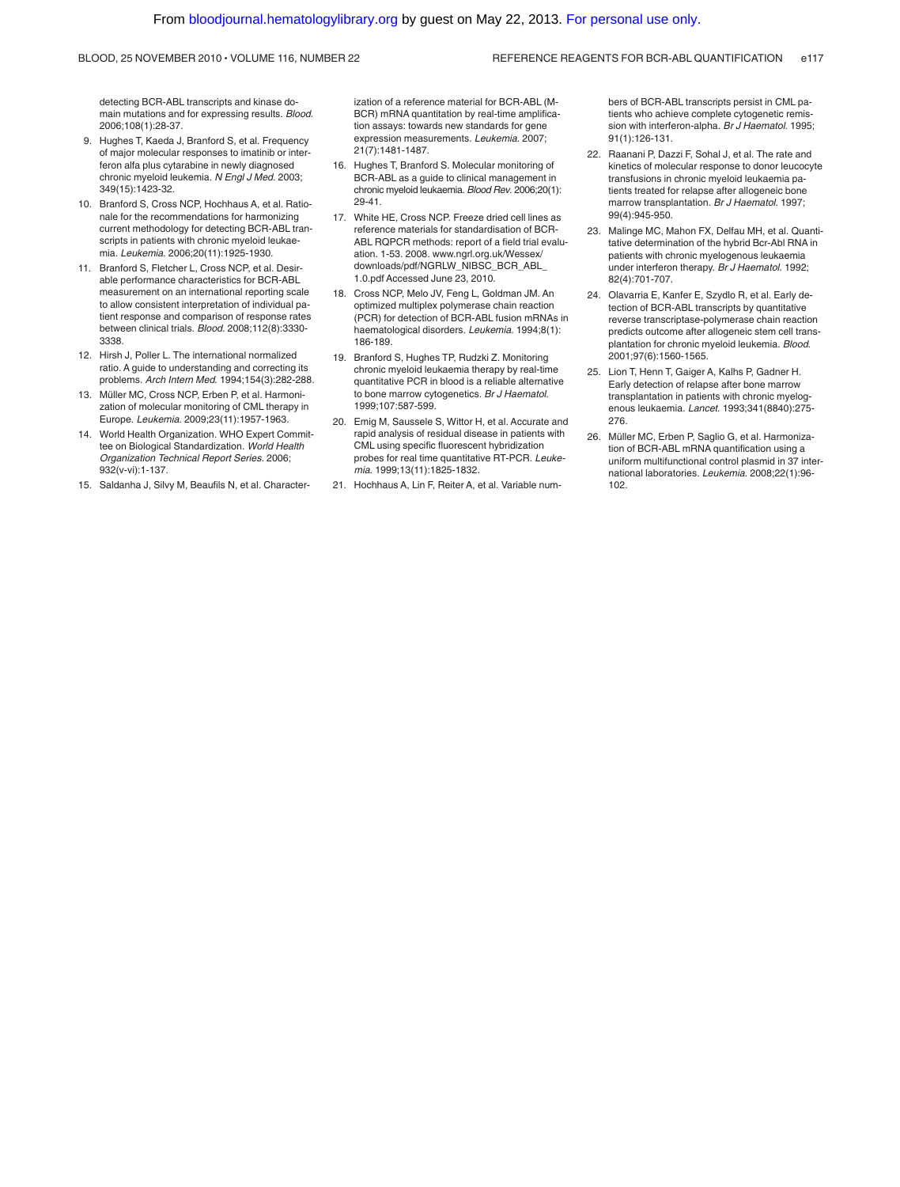detecting BCR-ABL transcripts and kinase domain mutations and for expressing results. *Blood.* 2006;108(1):28-37.

9. Hughes T, Kaeda J, Branford S, et al. Frequency of major molecular responses to imatinib or interferon alfa plus cytarabine in newly diagnosed chronic myeloid leukemia. *N Engl J Med.* 2003; 349(15):1423-32.
10. Branford S, Cross NCP, Hochhaus A, et al. Rationale for the recommendations for harmonizing current methodology for detecting BCR-ABL transcripts in patients with chronic myeloid leukaemia. *Leukemia.* 2006;20(11):1925-1930.
11. Branford S, Fletcher L, Cross NCP, et al. Desirable performance characteristics for BCR-ABL measurement on an international reporting scale to allow consistent interpretation of individual patient response and comparison of response rates between clinical trials. *Blood.* 2008;112(8):3330-3338.
12. Hirsh J, Poller L. The international normalized ratio. A guide to understanding and correcting its problems. *Arch Intern Med.* 1994;154(3):282-288.
13. Müller MC, Cross NCP, Erben P, et al. Harmonization of molecular monitoring of CML therapy in Europe. *Leukemia.* 2009;23(11):1957-1963.
14. World Health Organization. WHO Expert Committee on Biological Standardization. *World Health Organization Technical Report Series.* 2006; 932(v-vi):1-137.
15. Saldanha J, Silvy M, Beaufils N, et al. Characterization of a reference material for BCR-ABL (M-BCR) mRNA quantitation by real-time amplification assays: towards new standards for gene expression measurements. *Leukemia.* 2007; 21(7):1481-1487.
16. Hughes T, Branford S. Molecular monitoring of BCR-ABL as a guide to clinical management in chronic myeloid leukaemia. *Blood Rev.* 2006;20(1): 29-41.
17. White HE, Cross NCP. Freeze dried cell lines as reference materials for standardisation of BCR-ABL RQPCR methods: report of a field trial evaluation. 1-53. 2008. www.ngrl.org.uk/Wessex/downloads/pdf/NGRLW_NIBSC_BCR_ABL_1.0.pdf Accessed June 23, 2010.
18. Cross NCP, Melo JV, Feng L, Goldman JM. An optimized multiplex polymerase chain reaction (PCR) for detection of BCR-ABL fusion mRNAs in haematological disorders. *Leukemia.* 1994;8(1): 186-189.
19. Branford S, Hughes TP, Rudzki Z. Monitoring chronic myeloid leukaemia therapy by real-time quantitative PCR in blood is a reliable alternative to bone marrow cytogenetics. *Br J Haematol.* 1999;107:587-599.
20. Emig M, Saussele S, Wittor H, et al. Accurate and rapid analysis of residual disease in patients with CML using specific fluorescent hybridization probes for real time quantitative RT-PCR. *Leukemia.* 1999;13(11):1825-1832.
21. Hochhaus A, Lin F, Reiter A, et al. Variable numbers of BCR-ABL transcripts persist in CML patients who achieve complete cytogenetic remission with interferon-alpha. *Br J Haematol.* 1995; 91(1):126-131.
22. Raanani P, Dazzi F, Sohal J, et al. The rate and kinetics of molecular response to donor leucocyte transfusions in chronic myeloid leukaemia patients treated for relapse after allogeneic bone marrow transplantation. *Br J Haematol.* 1997; 99(4):945-950.
23. Malinge MC, Mahon FX, Delfau MH, et al. Quantitative determination of the hybrid Bcr-Abl RNA in patients with chronic myelogenous leukaemia under interferon therapy. *Br J Haematol.* 1992; 82(4):701-707.
24. Olavarria E, Kanfer E, Szydlo R, et al. Early detection of BCR-ABL transcripts by quantitative reverse transcriptase-polymerase chain reaction predicts outcome after allogeneic stem cell transplantation for chronic myeloid leukemia. *Blood.* 2001;97(6):1560-1565.
25. Lion T, Henn T, Gaiger A, Kalhs P, Gadner H. Early detection of relapse after bone marrow transplantation in patients with chronic myelogenous leukaemia. *Lancet.* 1993;341(8840):275-276.
26. Müller MC, Erben P, Saglio G, et al. Harmonization of BCR-ABL mRNA quantification using a uniform multifunctional control plasmid in 37 international laboratories. *Leukemia.* 2008;22(1):96-102.